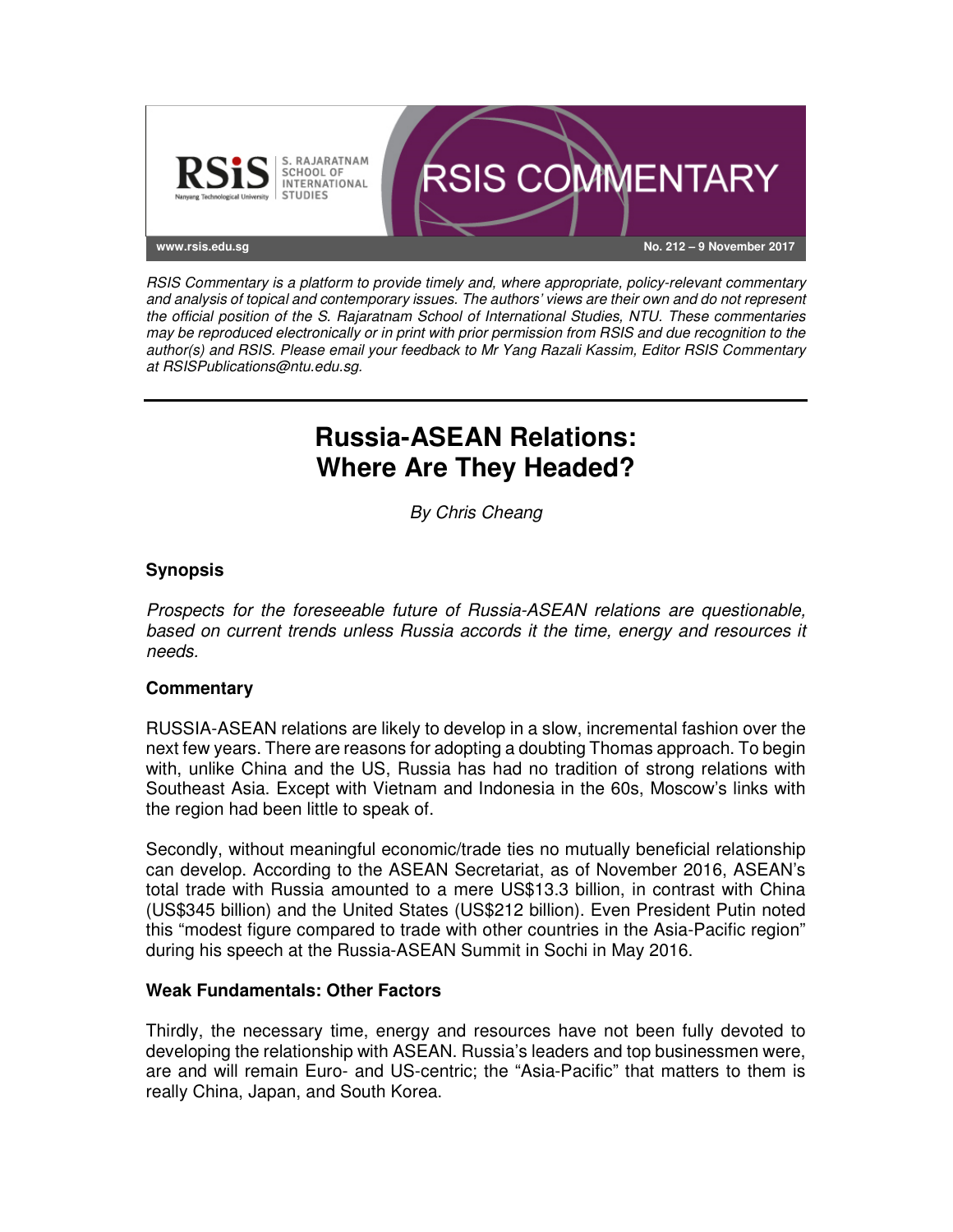RSIS Commentary is a platform to provide timely and, where appropriate, policy-relevant commentary and analysis of topical and contemporary issues. The authors' views are their own and do not represent the official position of the S. Rajaratnam School of International Studies, NTU. These commentaries may be reproduced electronically or in print with prior permission from RSIS and due recognition to the author(s) and RSIS. Please email your feedback to Mr Yang Razali Kassim, Editor RSIS Commentary at RSISPublications@ntu.edu.sg.

# Russia-ASEAN Relations: Where Are They Headed?

*By Chris Cheang*

## Synopsis

*Prospects for the foreseeable future of Russia-ASEAN relations are questionable, based on current trends unless Russia accords it the time, energy and resources it needs.*

## Commentary

RUSSIA-ASEAN relations are likely to develop in a slow, incremental fashion over the next few years. There are reasons for adopting a doubting Thomas approach. To begin with, unlike China and the US, Russia has had no tradition of strong relations with Southeast Asia. Except with Vietnam and Indonesia in the 60s, Moscow's links with the region had been little to speak of.

Secondly, without meaningful economic/trade ties no mutually beneficial relationship can develop. According to the ASEAN Secretariat, as of November 2016, ASEAN's total trade with Russia amounted to a mere US$13.3 billion, in contrast with China (US$345 billion) and the United States (US$212 billion). Even President Putin noted this "modest figure compared to trade with other countries in the Asia-Pacific region" during his speech at the Russia-ASEAN Summit in Sochi in May 2016.

### Weak Fundamentals: Other Factors

Thirdly, the necessary time, energy and resources have not been fully devoted to developing the relationship with ASEAN. Russia's leaders and top businessmen were, are and will remain Euro- and US-centric; the "Asia-Pacific" that matters to them is really China, Japan, and South Korea.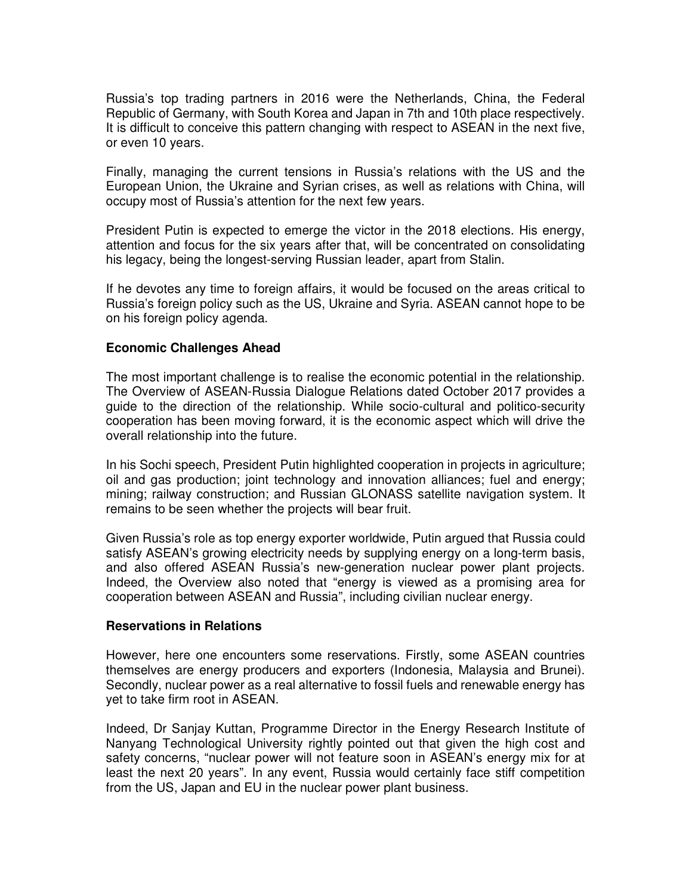Russia's top trading partners in 2016 were the Netherlands, China, the Federal Republic of Germany, with South Korea and Japan in 7th and 10th place respectively. It is difficult to conceive this pattern changing with respect to ASEAN in the next five, or even 10 years.

Finally, managing the current tensions in Russia's relations with the US and the European Union, the Ukraine and Syrian crises, as well as relations with China, will occupy most of Russia's attention for the next few years.

President Putin is expected to emerge the victor in the 2018 elections. His energy, attention and focus for the six years after that, will be concentrated on consolidating his legacy, being the longest-serving Russian leader, apart from Stalin.

If he devotes any time to foreign affairs, it would be focused on the areas critical to Russia's foreign policy such as the US, Ukraine and Syria. ASEAN cannot hope to be on his foreign policy agenda.

**Economic Challenges Ahead**

The most important challenge is to realise the economic potential in the relationship. The Overview of ASEAN-Russia Dialogue Relations dated October 2017 provides a guide to the direction of the relationship. While socio-cultural and politico-security cooperation has been moving forward, it is the economic aspect which will drive the overall relationship into the future.

In his Sochi speech, President Putin highlighted cooperation in projects in agriculture; oil and gas production; joint technology and innovation alliances; fuel and energy; mining; railway construction; and Russian GLONASS satellite navigation system. It remains to be seen whether the projects will bear fruit.

Given Russia's role as top energy exporter worldwide, Putin argued that Russia could satisfy ASEAN's growing electricity needs by supplying energy on a long-term basis, and also offered ASEAN Russia's new-generation nuclear power plant projects. Indeed, the Overview also noted that "energy is viewed as a promising area for cooperation between ASEAN and Russia", including civilian nuclear energy.

**Reservations in Relations**

However, here one encounters some reservations. Firstly, some ASEAN countries themselves are energy producers and exporters (Indonesia, Malaysia and Brunei). Secondly, nuclear power as a real alternative to fossil fuels and renewable energy has yet to take firm root in ASEAN.

Indeed, Dr Sanjay Kuttan, Programme Director in the Energy Research Institute of Nanyang Technological University rightly pointed out that given the high cost and safety concerns, "nuclear power will not feature soon in ASEAN's energy mix for at least the next 20 years". In any event, Russia would certainly face stiff competition from the US, Japan and EU in the nuclear power plant business.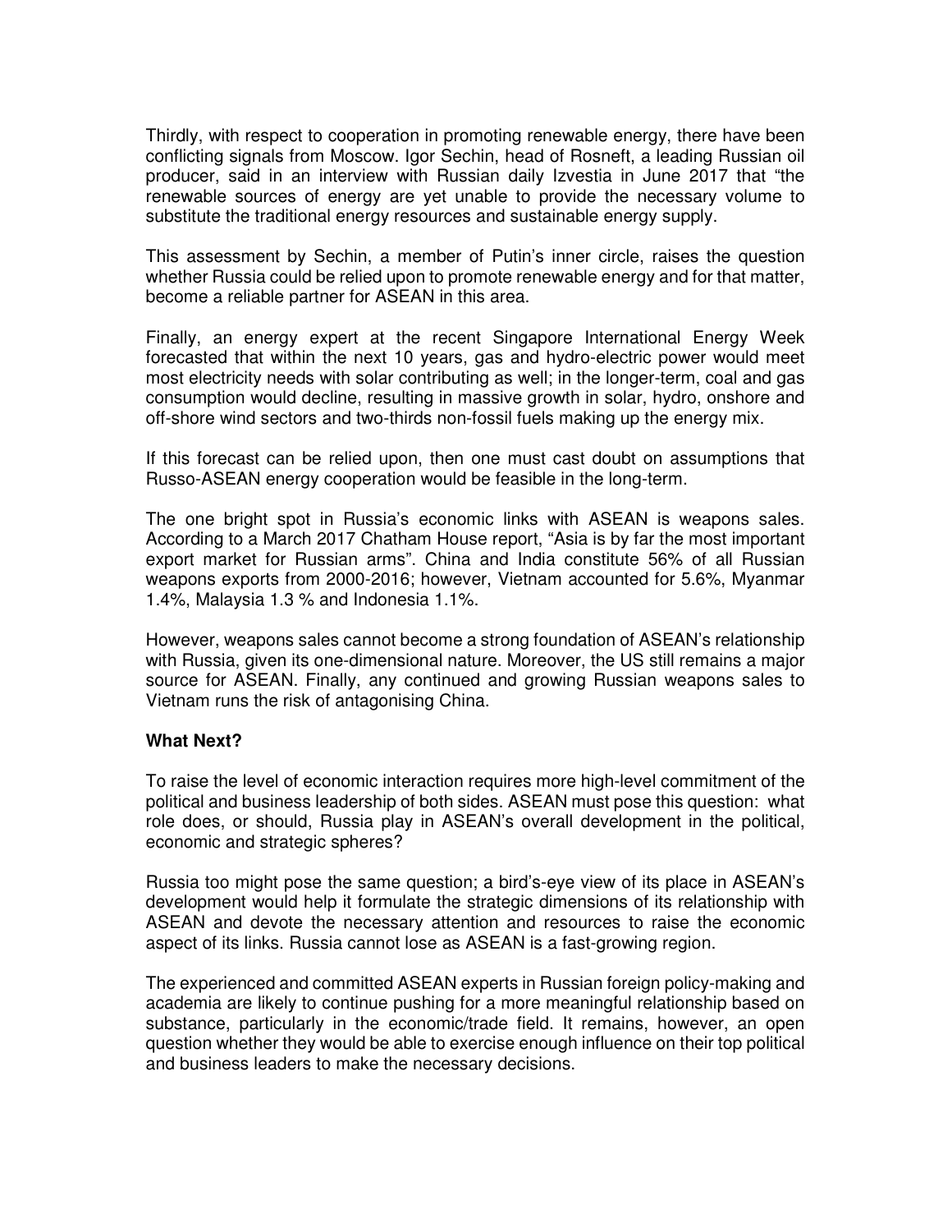Thirdly, with respect to cooperation in promoting renewable energy, there have been conflicting signals from Moscow. Igor Sechin, head of Rosneft, a leading Russian oil producer, said in an interview with Russian daily Izvestia in June 2017 that “the renewable sources of energy are yet unable to provide the necessary volume to substitute the traditional energy resources and sustainable energy supply.

This assessment by Sechin, a member of Putin’s inner circle, raises the question whether Russia could be relied upon to promote renewable energy and for that matter, become a reliable partner for ASEAN in this area.

Finally, an energy expert at the recent Singapore International Energy Week forecasted that within the next 10 years, gas and hydro-electric power would meet most electricity needs with solar contributing as well; in the longer-term, coal and gas consumption would decline, resulting in massive growth in solar, hydro, onshore and off-shore wind sectors and two-thirds non-fossil fuels making up the energy mix.

If this forecast can be relied upon, then one must cast doubt on assumptions that Russo-ASEAN energy cooperation would be feasible in the long-term.

The one bright spot in Russia’s economic links with ASEAN is weapons sales. According to a March 2017 Chatham House report, “Asia is by far the most important export market for Russian arms”. China and India constitute 56% of all Russian weapons exports from 2000-2016; however, Vietnam accounted for 5.6%, Myanmar 1.4%, Malaysia 1.3 % and Indonesia 1.1%.

However, weapons sales cannot become a strong foundation of ASEAN’s relationship with Russia, given its one-dimensional nature. Moreover, the US still remains a major source for ASEAN. Finally, any continued and growing Russian weapons sales to Vietnam runs the risk of antagonising China.

**What Next?**

To raise the level of economic interaction requires more high-level commitment of the political and business leadership of both sides. ASEAN must pose this question: what role does, or should, Russia play in ASEAN’s overall development in the political, economic and strategic spheres?

Russia too might pose the same question; a bird’s-eye view of its place in ASEAN’s development would help it formulate the strategic dimensions of its relationship with ASEAN and devote the necessary attention and resources to raise the economic aspect of its links. Russia cannot lose as ASEAN is a fast-growing region.

The experienced and committed ASEAN experts in Russian foreign policy-making and academia are likely to continue pushing for a more meaningful relationship based on substance, particularly in the economic/trade field. It remains, however, an open question whether they would be able to exercise enough influence on their top political and business leaders to make the necessary decisions.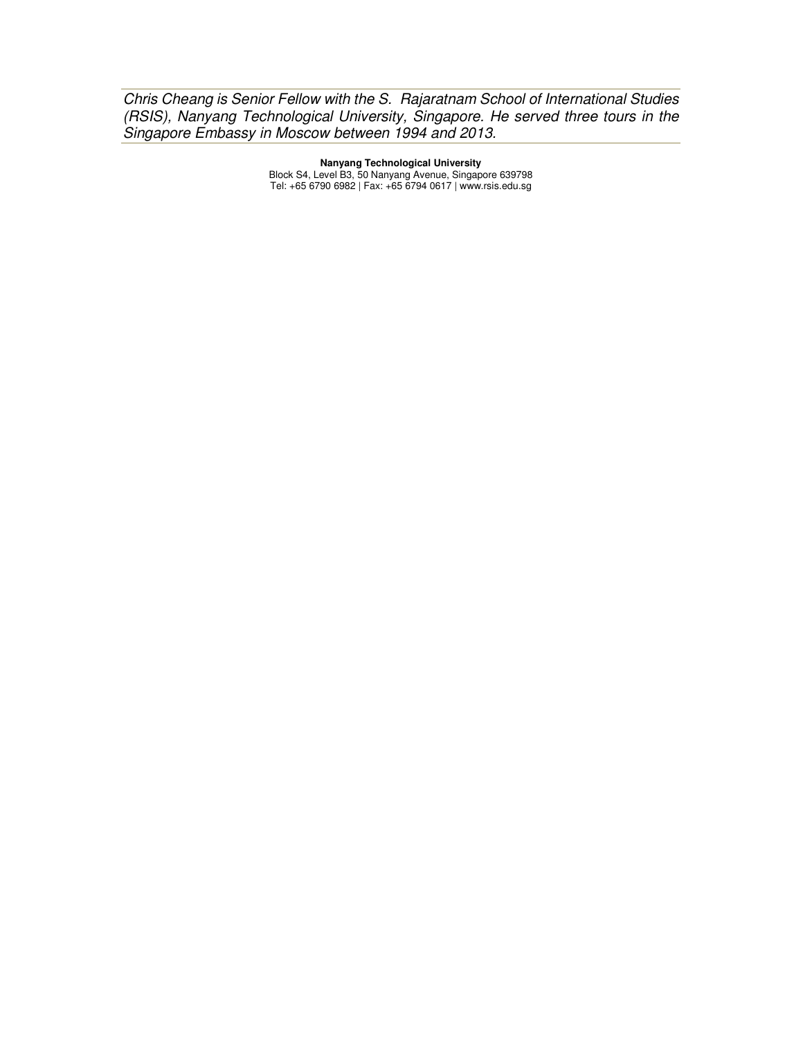*Chris Cheang is Senior Fellow with the S. Rajaratnam School of International Studies (RSIS), Nanyang Technological University, Singapore. He served three tours in the Singapore Embassy in Moscow between 1994 and 2013.*

**Nanyang Technological University**
Block S4, Level B3, 50 Nanyang Avenue, Singapore 639798
Tel: +65 6790 6982 | Fax: +65 6794 0617 | www.rsis.edu.sg